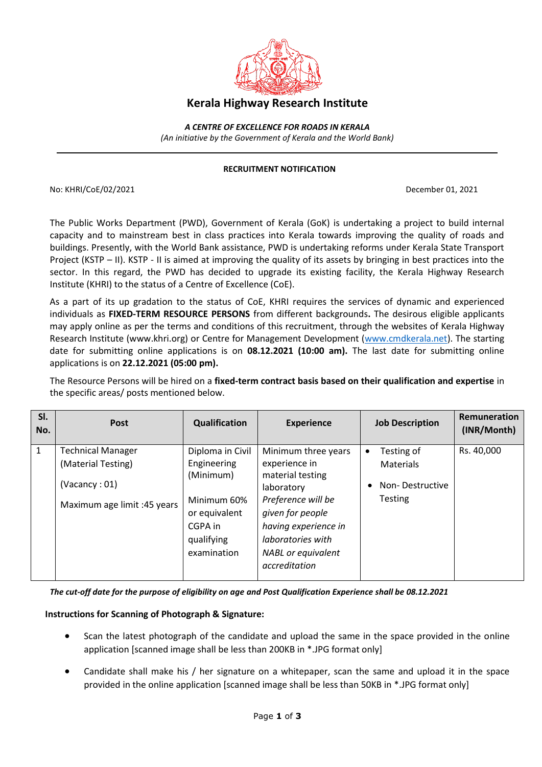# Kerala Highway Research Institute

***A CENTRE OF EXCELLENCE FOR ROADS IN KERALA***

*(An initiative by the Government of Kerala and the World Bank)*

---

**RECRUITMENT NOTIFICATION**

No: KHRI/CoE/02/2021 December 01, 2021

The Public Works Department (PWD), Government of Kerala (GoK) is undertaking a project to build internal capacity and to mainstream best in class practices into Kerala towards improving the quality of roads and buildings. Presently, with the World Bank assistance, PWD is undertaking reforms under Kerala State Transport Project (KSTP – II). KSTP - II is aimed at improving the quality of its assets by bringing in best practices into the sector. In this regard, the PWD has decided to upgrade its existing facility, the Kerala Highway Research Institute (KHRI) to the status of a Centre of Excellence (CoE).

As a part of its up gradation to the status of CoE, KHRI requires the services of dynamic and experienced individuals as **FIXED-TERM RESOURCE PERSONS** from different backgrounds**.** The desirous eligible applicants may apply online as per the terms and conditions of this recruitment, through the websites of Kerala Highway Research Institute (www.khri.org) or Centre for Management Development (www.cmdkerala.net). The starting date for submitting online applications is on **08.12.2021 (10:00 am).** The last date for submitting online applications is on **22.12.2021 (05:00 pm).**

The Resource Persons will be hired on a **fixed-term contract basis based on their qualification and expertise** in the specific areas/ posts mentioned below.

| Sl. No. | Post | Qualification | Experience | Job Description | Remuneration (INR/Month) |
|---|---|---|---|---|---|
| 1 | Technical Manager (Material Testing)<br><br>(Vacancy : 01)<br><br>Maximum age limit :45 years | Diploma in Civil Engineering (Minimum)<br><br>Minimum 60% or equivalent CGPA in qualifying examination | Minimum three years experience in material testing laboratory *Preference will be given for people having experience in laboratories with NABL or equivalent accreditation* | • Testing of Materials<br>• Non- Destructive Testing | Rs. 40,000 |

***The cut-off date for the purpose of eligibility on age and Post Qualification Experience shall be 08.12.2021***

**Instructions for Scanning of Photograph & Signature:**

- Scan the latest photograph of the candidate and upload the same in the space provided in the online application [scanned image shall be less than 200KB in *.JPG format only]
- Candidate shall make his / her signature on a whitepaper, scan the same and upload it in the space provided in the online application [scanned image shall be less than 50KB in *.JPG format only]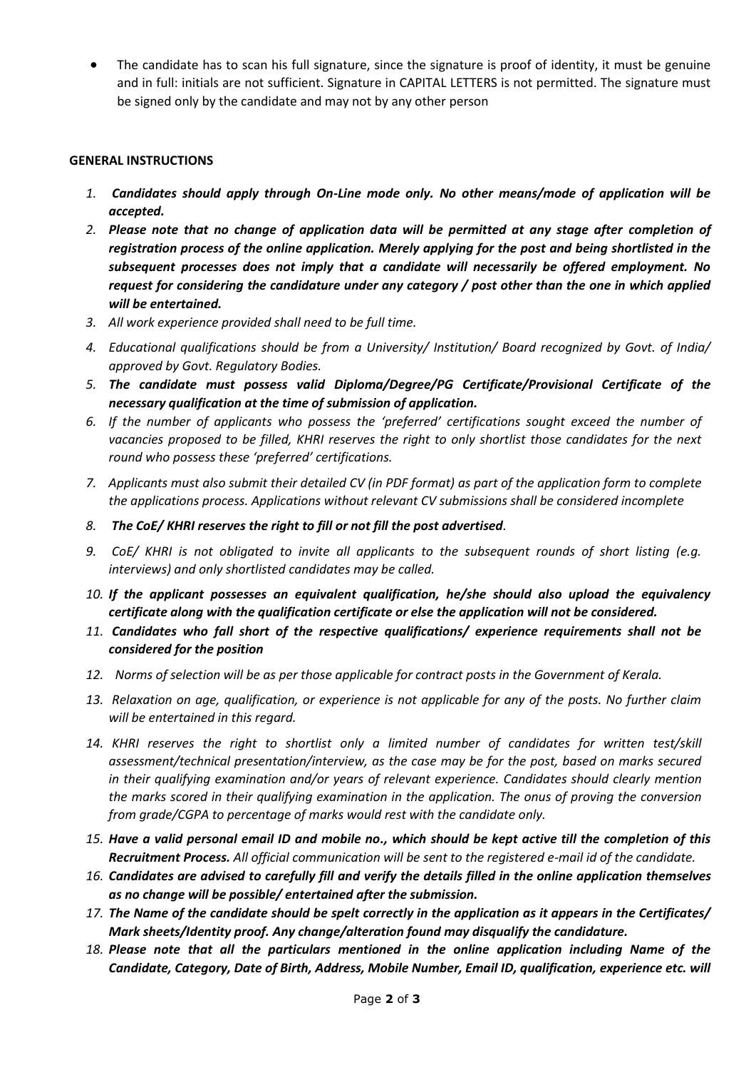- The candidate has to scan his full signature, since the signature is proof of identity, it must be genuine and in full: initials are not sufficient. Signature in CAPITAL LETTERS is not permitted. The signature must be signed only by the candidate and may not by any other person

**GENERAL INSTRUCTIONS**

1. ***Candidates should apply through On-Line mode only. No other means/mode of application will be accepted.***
2. ***Please note that no change of application data will be permitted at any stage after completion of registration process of the online application. Merely applying for the post and being shortlisted in the subsequent processes does not imply that a candidate will necessarily be offered employment. No request for considering the candidature under any category / post other than the one in which applied will be entertained.***
3. *All work experience provided shall need to be full time.*
4. *Educational qualifications should be from a University/ Institution/ Board recognized by Govt. of India/ approved by Govt. Regulatory Bodies.*
5. ***The candidate must possess valid Diploma/Degree/PG Certificate/Provisional Certificate of the necessary qualification at the time of submission of application.***
6. *If the number of applicants who possess the 'preferred' certifications sought exceed the number of vacancies proposed to be filled, KHRI reserves the right to only shortlist those candidates for the next round who possess these 'preferred' certifications.*
7. *Applicants must also submit their detailed CV (in PDF format) as part of the application form to complete the applications process. Applications without relevant CV submissions shall be considered incomplete*
8. ***The CoE/ KHRI reserves the right to fill or not fill the post advertised.***
9. *CoE/ KHRI is not obligated to invite all applicants to the subsequent rounds of short listing (e.g. interviews) and only shortlisted candidates may be called.*
10. ***If the applicant possesses an equivalent qualification, he/she should also upload the equivalency certificate along with the qualification certificate or else the application will not be considered.***
11. ***Candidates who fall short of the respective qualifications/ experience requirements shall not be considered for the position***
12. *Norms of selection will be as per those applicable for contract posts in the Government of Kerala.*
13. *Relaxation on age, qualification, or experience is not applicable for any of the posts. No further claim will be entertained in this regard.*
14. *KHRI reserves the right to shortlist only a limited number of candidates for written test/skill assessment/technical presentation/interview, as the case may be for the post, based on marks secured in their qualifying examination and/or years of relevant experience. Candidates should clearly mention the marks scored in their qualifying examination in the application. The onus of proving the conversion from grade/CGPA to percentage of marks would rest with the candidate only.*
15. ***Have a valid personal email ID and mobile no., which should be kept active till the completion of this Recruitment Process.*** *All official communication will be sent to the registered e-mail id of the candidate.*
16. ***Candidates are advised to carefully fill and verify the details filled in the online application themselves as no change will be possible/ entertained after the submission.***
17. ***The Name of the candidate should be spelt correctly in the application as it appears in the Certificates/ Mark sheets/Identity proof. Any change/alteration found may disqualify the candidature.***
18. ***Please note that all the particulars mentioned in the online application including Name of the Candidate, Category, Date of Birth, Address, Mobile Number, Email ID, qualification, experience etc. will***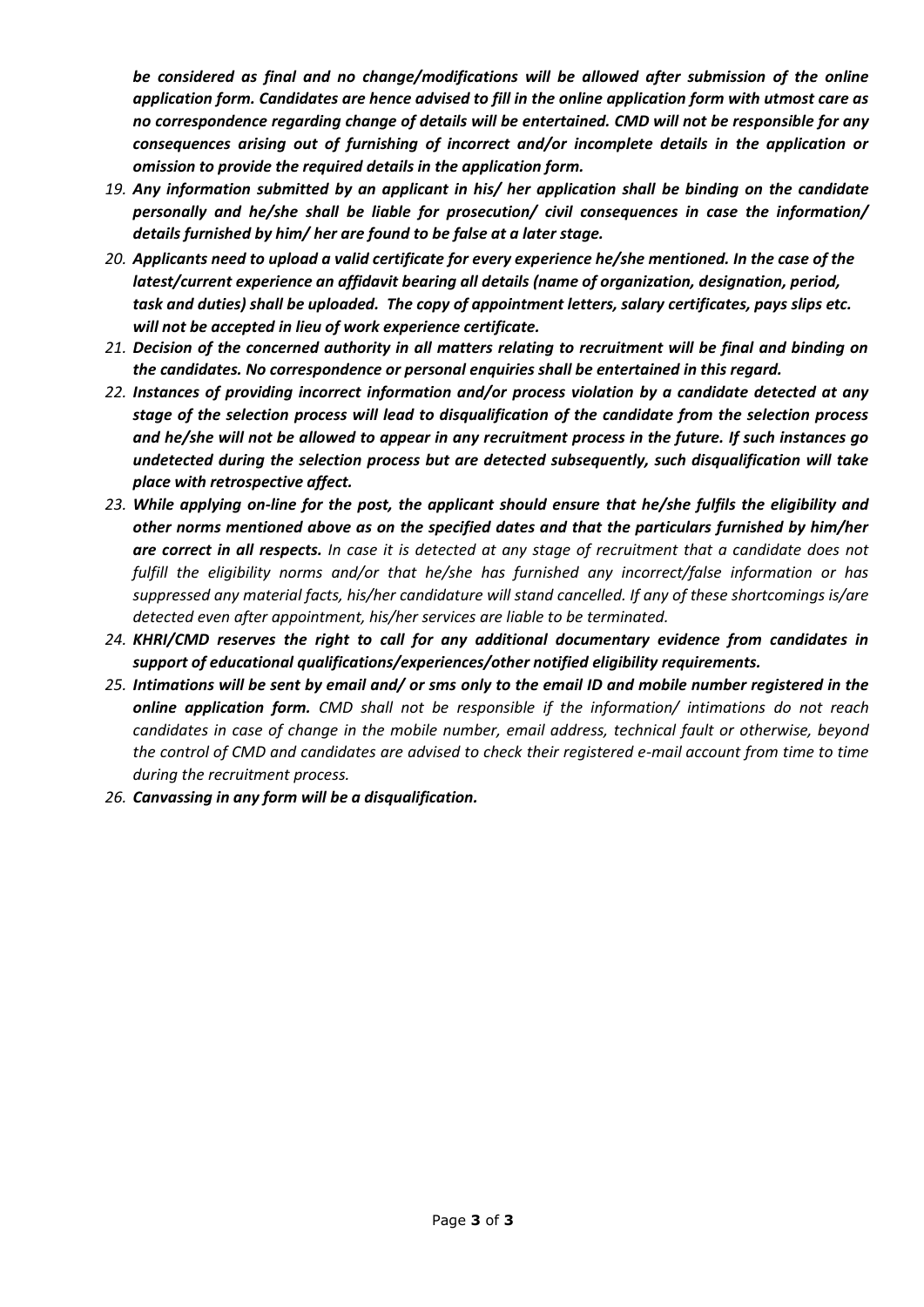***be considered as final and no change/modifications will be allowed after submission of the online application form. Candidates are hence advised to fill in the online application form with utmost care as no correspondence regarding change of details will be entertained. CMD will not be responsible for any consequences arising out of furnishing of incorrect and/or incomplete details in the application or omission to provide the required details in the application form.***

19. ***Any information submitted by an applicant in his/ her application shall be binding on the candidate personally and he/she shall be liable for prosecution/ civil consequences in case the information/ details furnished by him/ her are found to be false at a later stage.***
20. ***Applicants need to upload a valid certificate for every experience he/she mentioned. In the case of the latest/current experience an affidavit bearing all details (name of organization, designation, period, task and duties) shall be uploaded. The copy of appointment letters, salary certificates, pays slips etc. will not be accepted in lieu of work experience certificate.***
21. ***Decision of the concerned authority in all matters relating to recruitment will be final and binding on the candidates. No correspondence or personal enquiries shall be entertained in this regard.***
22. ***Instances of providing incorrect information and/or process violation by a candidate detected at any stage of the selection process will lead to disqualification of the candidate from the selection process and he/she will not be allowed to appear in any recruitment process in the future. If such instances go undetected during the selection process but are detected subsequently, such disqualification will take place with retrospective affect.***
23. ***While applying on-line for the post, the applicant should ensure that he/she fulfils the eligibility and other norms mentioned above as on the specified dates and that the particulars furnished by him/her are correct in all respects.*** *In case it is detected at any stage of recruitment that a candidate does not fulfill the eligibility norms and/or that he/she has furnished any incorrect/false information or has suppressed any material facts, his/her candidature will stand cancelled. If any of these shortcomings is/are detected even after appointment, his/her services are liable to be terminated.*
24. ***KHRI/CMD reserves the right to call for any additional documentary evidence from candidates in support of educational qualifications/experiences/other notified eligibility requirements.***
25. ***Intimations will be sent by email and/ or sms only to the email ID and mobile number registered in the online application form.*** *CMD shall not be responsible if the information/ intimations do not reach candidates in case of change in the mobile number, email address, technical fault or otherwise, beyond the control of CMD and candidates are advised to check their registered e-mail account from time to time during the recruitment process.*
26. ***Canvassing in any form will be a disqualification.***